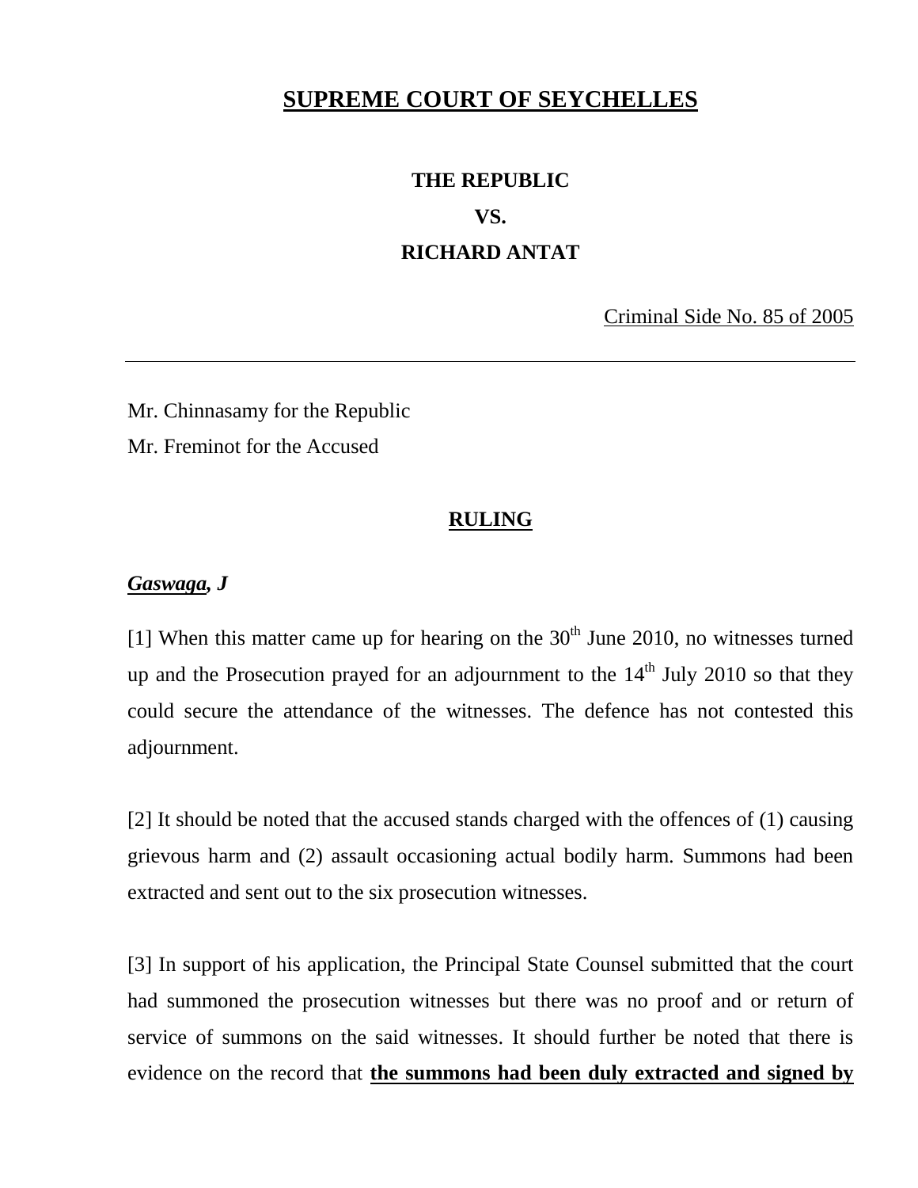# SUPREME COURT OF SEYCHELLES

**THE REPUBLIC**

**VS.**

**RICHARD ANTAT**

Criminal Side No. 85 of 2005

---

Mr. Chinnasamy for the Republic
Mr. Freminot for the Accused

## RULING

***Gaswaga, J***

[1] When this matter came up for hearing on the 30th June 2010, no witnesses turned up and the Prosecution prayed for an adjournment to the 14th July 2010 so that they could secure the attendance of the witnesses. The defence has not contested this adjournment.

[2] It should be noted that the accused stands charged with the offences of (1) causing grievous harm and (2) assault occasioning actual bodily harm. Summons had been extracted and sent out to the six prosecution witnesses.

[3] In support of his application, the Principal State Counsel submitted that the court had summoned the prosecution witnesses but there was no proof and or return of service of summons on the said witnesses. It should further be noted that there is evidence on the record that **the summons had been duly extracted and signed by**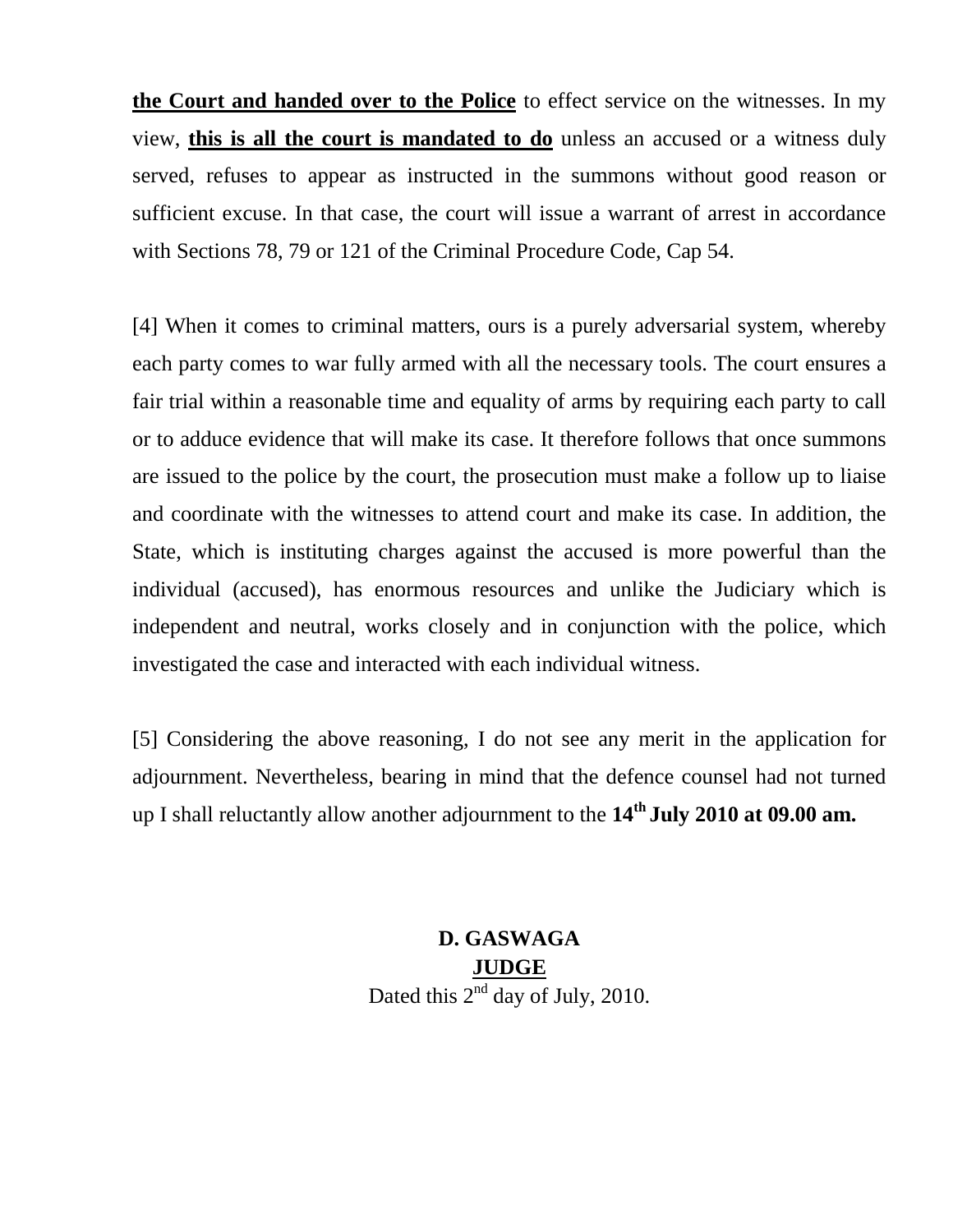**the Court and handed over to the Police** to effect service on the witnesses. In my view, **this is all the court is mandated to do** unless an accused or a witness duly served, refuses to appear as instructed in the summons without good reason or sufficient excuse. In that case, the court will issue a warrant of arrest in accordance with Sections 78, 79 or 121 of the Criminal Procedure Code, Cap 54.

[4] When it comes to criminal matters, ours is a purely adversarial system, whereby each party comes to war fully armed with all the necessary tools. The court ensures a fair trial within a reasonable time and equality of arms by requiring each party to call or to adduce evidence that will make its case. It therefore follows that once summons are issued to the police by the court, the prosecution must make a follow up to liaise and coordinate with the witnesses to attend court and make its case. In addition, the State, which is instituting charges against the accused is more powerful than the individual (accused), has enormous resources and unlike the Judiciary which is independent and neutral, works closely and in conjunction with the police, which investigated the case and interacted with each individual witness.

[5] Considering the above reasoning, I do not see any merit in the application for adjournment. Nevertheless, bearing in mind that the defence counsel had not turned up I shall reluctantly allow another adjournment to the **14th July 2010 at 09.00 am.**

**D. GASWAGA**
**JUDGE**
Dated this 2nd day of July, 2010.